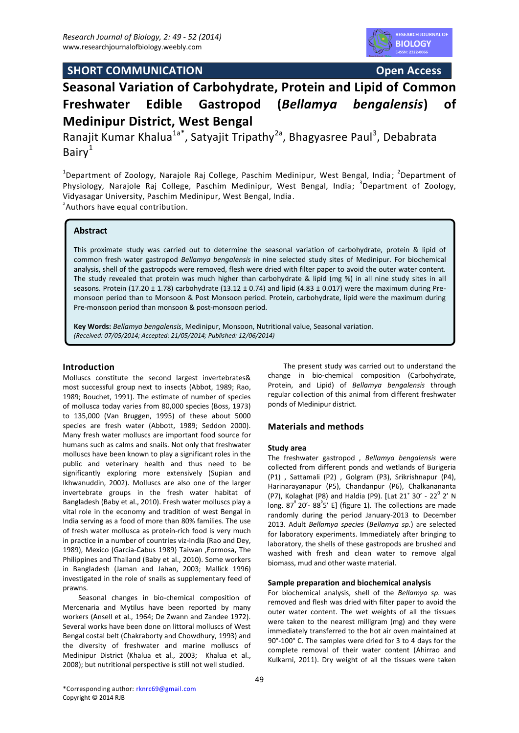SHORT COMMUNICATION **Open Access**

# Seasonal Variation of Carbohydrate, Protein and Lipid of Common Freshwater Edible Gastropod (*Bellamya bengalensis*) of Medinipur District, West Bengal

Ranajit Kumar Khalua[1a*], Satyajit Tripathy[2a], Bhagyasree Paul[3], Debabrata Bairy[1]

[1]Department of Zoology, Narajole Raj College, Paschim Medinipur, West Bengal, India; [2]Department of Physiology, Narajole Raj College, Paschim Medinipur, West Bengal, India; [3]Department of Zoology, Vidyasagar University, Paschim Medinipur, West Bengal, India.
[a]Authors have equal contribution.

### Abstract

This proximate study was carried out to determine the seasonal variation of carbohydrate, protein & lipid of common fresh water gastropod *Bellamya bengalensis* in nine selected study sites of Medinipur. For biochemical analysis, shell of the gastropods were removed, flesh were dried with filter paper to avoid the outer water content. The study revealed that protein was much higher than carbohydrate & lipid (mg %) in all nine study sites in all seasons. Protein (17.20 ± 1.78) carbohydrate (13.12 ± 0.74) and lipid (4.83 ± 0.017) were the maximum during Pre-monsoon period than to Monsoon & Post Monsoon period. Protein, carbohydrate, lipid were the maximum during Pre-monsoon period than monsoon & post-monsoon period.

**Key Words:** *Bellamya bengalensis*, Medinipur, Monsoon, Nutritional value, Seasonal variation.
*(Received: 07/05/2014; Accepted: 21/05/2014; Published: 12/06/2014)*

## Introduction

Molluscs constitute the second largest invertebrates& most successful group next to insects (Abbot, 1989; Rao, 1989; Bouchet, 1991). The estimate of number of species of mollusca today varies from 80,000 species (Boss, 1973) to 135,000 (Van Bruggen, 1995) of these about 5000 species are fresh water (Abbott, 1989; Seddon 2000). Many fresh water molluscs are important food source for humans such as calms and snails. Not only that freshwater molluscs have been known to play a significant roles in the public and veterinary health and thus need to be significantly exploring more extensively (Supian and Ikhwanuddin, 2002). Molluscs are also one of the larger invertebrate groups in the fresh water habitat of Bangladesh (Baby et al., 2010). Fresh water molluscs play a vital role in the economy and tradition of west Bengal in India serving as a food of more than 80% families. The use of fresh water mollusca as protein-rich food is very much in practice in a number of countries viz-India (Rao and Dey, 1989), Mexico (Garcia-Cabus 1989) Taiwan ,Formosa, The Philippines and Thailand (Baby et al., 2010). Some workers in Bangladesh (Jaman and Jahan, 2003; Mallick 1996) investigated in the role of snails as supplementary feed of prawns.

Seasonal changes in bio-chemical composition of Mercenaria and Mytilus have been reported by many workers (Ansell et al., 1964; De Zwann and Zandee 1972). Several works have been done on littoral molluscs of West Bengal costal belt (Chakraborty and Chowdhury, 1993) and the diversity of freshwater and marine molluscs of Medinipur District (Khalua et al., 2003; Khalua et al., 2008); but nutritional perspective is still not well studied.

The present study was carried out to understand the change in bio-chemical composition (Carbohydrate, Protein, and Lipid) of *Bellamya bengalensis* through regular collection of this animal from different freshwater ponds of Medinipur district.

## Materials and methods

### Study area

The freshwater gastropod , *Bellamya bengalensis* were collected from different ponds and wetlands of Burigeria (P1) , Sattamali (P2) , Golgram (P3), Srikrishnapur (P4), Harinarayanapur (P5), Chandanpur (P6), Chalkananta (P7), Kolaghat (P8) and Haldia (P9). [Lat 21° 30′ - 22° 2′ N long. 87° 20′- 88°5′ E] (figure 1). The collections are made randomly during the period January-2013 to December 2013. Adult *Bellamya species* (*Bellamya sp.*) are selected for laboratory experiments. Immediately after bringing to laboratory, the shells of these gastropods are brushed and washed with fresh and clean water to remove algal biomass, mud and other waste material.

### Sample preparation and biochemical analysis

For biochemical analysis, shell of the *Bellamya sp.* was removed and flesh was dried with filter paper to avoid the outer water content. The wet weights of all the tissues were taken to the nearest milligram (mg) and they were immediately transferred to the hot air oven maintained at 90°-100° C. The samples were dried for 3 to 4 days for the complete removal of their water content (Ahirrao and Kulkarni, 2011). Dry weight of all the tissues were taken

*Corresponding author: rknrc69@gmail.com
Copyright © 2014 RJB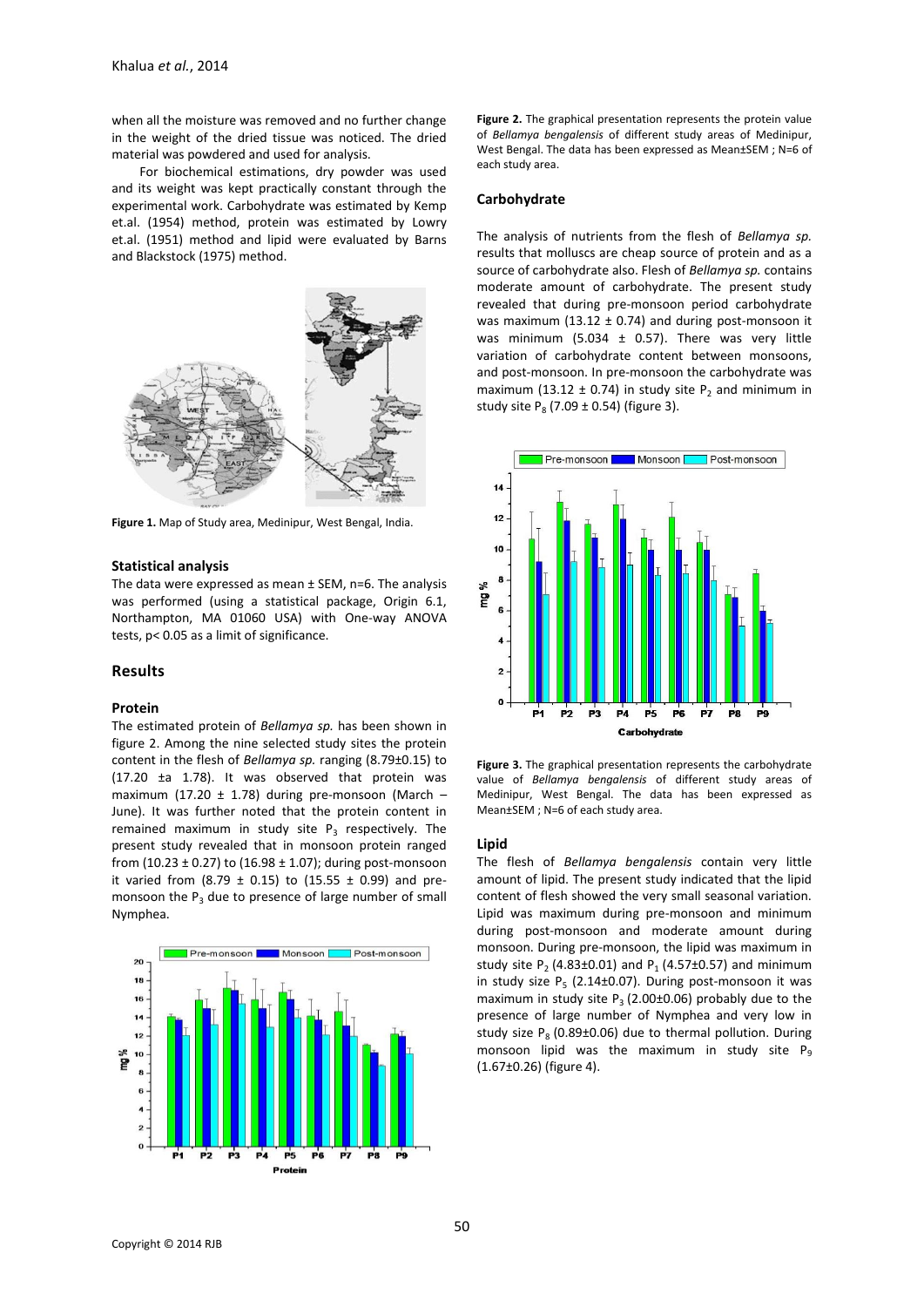when all the moisture was removed and no further change in the weight of the dried tissue was noticed. The dried material was powdered and used for analysis.

For biochemical estimations, dry powder was used and its weight was kept practically constant through the experimental work. Carbohydrate was estimated by Kemp et.al. (1954) method, protein was estimated by Lowry et.al. (1951) method and lipid were evaluated by Barns and Blackstock (1975) method.

**Figure 1.** Map of Study area, Medinipur, West Bengal, India.

### Statistical analysis

The data were expressed as mean ± SEM, n=6. The analysis was performed (using a statistical package, Origin 6.1, Northampton, MA 01060 USA) with One-way ANOVA tests, $p < 0.05$ as a limit of significance.

## Results

### Protein

The estimated protein of *Bellamya sp.* has been shown in figure 2. Among the nine selected study sites the protein content in the flesh of *Bellamya sp.* ranging (8.79±0.15) to (17.20 ±a 1.78). It was observed that protein was maximum (17.20 ± 1.78) during pre-monsoon (March – June). It was further noted that the protein content in remained maximum in study site $P_3$ respectively. The present study revealed that in monsoon protein ranged from (10.23 ± 0.27) to (16.98 ± 1.07); during post-monsoon it varied from (8.79 ± 0.15) to (15.55 ± 0.99) and pre-monsoon the $P_3$ due to presence of large number of small Nymphea.

**Figure 2.** The graphical presentation represents the protein value of *Bellamya bengalensis* of different study areas of Medinipur, West Bengal. The data has been expressed as Mean±SEM ; N=6 of each study area.

### Carbohydrate

The analysis of nutrients from the flesh of *Bellamya sp.* results that molluscs are cheap source of protein and as a source of carbohydrate also. Flesh of *Bellamya sp.* contains moderate amount of carbohydrate. The present study revealed that during pre-monsoon period carbohydrate was maximum (13.12 ± 0.74) and during post-monsoon it was minimum (5.034 ± 0.57). There was very little variation of carbohydrate content between monsoons, and post-monsoon. In pre-monsoon the carbohydrate was maximum (13.12 ± 0.74) in study site $P_2$ and minimum in study site $P_8$ (7.09 ± 0.54) (figure 3).

**Figure 3.** The graphical presentation represents the carbohydrate value of *Bellamya bengalensis* of different study areas of Medinipur, West Bengal. The data has been expressed as Mean±SEM ; N=6 of each study area.

### Lipid

The flesh of *Bellamya bengalensis* contain very little amount of lipid. The present study indicated that the lipid content of flesh showed the very small seasonal variation. Lipid was maximum during pre-monsoon and minimum during post-monsoon and moderate amount during monsoon. During pre-monsoon, the lipid was maximum in study site $P_2$ (4.83±0.01) and $P_1$ (4.57±0.57) and minimum in study size $P_5$ (2.14±0.07). During post-monsoon it was maximum in study site $P_3$ (2.00±0.06) probably due to the presence of large number of Nymphea and very low in study size $P_8$ (0.89±0.06) due to thermal pollution. During monsoon lipid was the maximum in study site $P_9$ (1.67±0.26) (figure 4).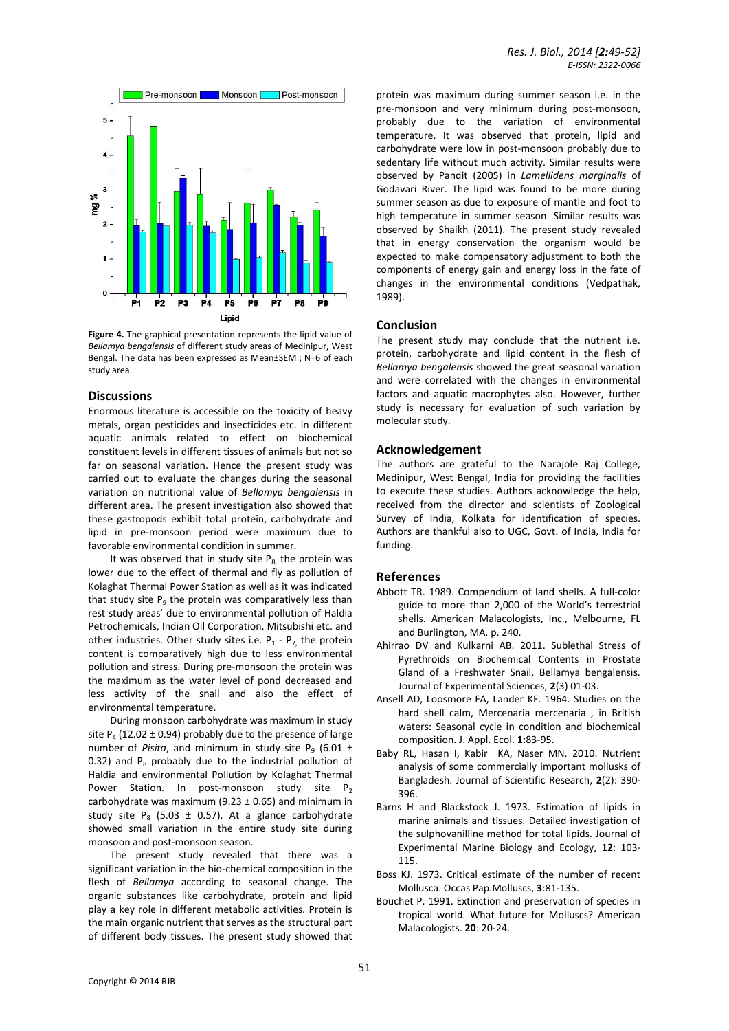**Figure 4.** The graphical presentation represents the lipid value of *Bellamya bengalensis* of different study areas of Medinipur, West Bengal. The data has been expressed as Mean±SEM ; N=6 of each study area.

## Discussions

Enormous literature is accessible on the toxicity of heavy metals, organ pesticides and insecticides etc. in different aquatic animals related to effect on biochemical constituent levels in different tissues of animals but not so far on seasonal variation. Hence the present study was carried out to evaluate the changes during the seasonal variation on nutritional value of *Bellamya bengalensis* in different area. The present investigation also showed that these gastropods exhibit total protein, carbohydrate and lipid in pre-monsoon period were maximum due to favorable environmental condition in summer.

It was observed that in study site $P_8$, the protein was lower due to the effect of thermal and fly as pollution of Kolaghat Thermal Power Station as well as it was indicated that study site $P_9$ the protein was comparatively less than rest study areas' due to environmental pollution of Haldia Petrochemicals, Indian Oil Corporation, Mitsubishi etc. and other industries. Other study sites i.e. $P_1$ - $P_7$, the protein content is comparatively high due to less environmental pollution and stress. During pre-monsoon the protein was the maximum as the water level of pond decreased and less activity of the snail and also the effect of environmental temperature.

During monsoon carbohydrate was maximum in study site $P_4$ (12.02 ± 0.94) probably due to the presence of large number of *Pisita*, and minimum in study site $P_9$ (6.01 ± 0.32) and $P_8$ probably due to the industrial pollution of Haldia and environmental Pollution by Kolaghat Thermal Power Station. In post-monsoon study site $P_2$ carbohydrate was maximum (9.23 ± 0.65) and minimum in study site $P_8$ (5.03 ± 0.57). At a glance carbohydrate showed small variation in the entire study site during monsoon and post-monsoon season.

The present study revealed that there was a significant variation in the bio-chemical composition in the flesh of *Bellamya* according to seasonal change. The organic substances like carbohydrate, protein and lipid play a key role in different metabolic activities. Protein is the main organic nutrient that serves as the structural part of different body tissues. The present study showed that protein was maximum during summer season i.e. in the pre-monsoon and very minimum during post-monsoon, probably due to the variation of environmental temperature. It was observed that protein, lipid and carbohydrate were low in post-monsoon probably due to sedentary life without much activity. Similar results were observed by Pandit (2005) in *Lamellidens marginalis* of Godavari River. The lipid was found to be more during summer season as due to exposure of mantle and foot to high temperature in summer season .Similar results was observed by Shaikh (2011). The present study revealed that in energy conservation the organism would be expected to make compensatory adjustment to both the components of energy gain and energy loss in the fate of changes in the environmental conditions (Vedpathak, 1989).

## Conclusion

The present study may conclude that the nutrient i.e. protein, carbohydrate and lipid content in the flesh of *Bellamya bengalensis* showed the great seasonal variation and were correlated with the changes in environmental factors and aquatic macrophytes also. However, further study is necessary for evaluation of such variation by molecular study.

## Acknowledgement

The authors are grateful to the Narajole Raj College, Medinipur, West Bengal, India for providing the facilities to execute these studies. Authors acknowledge the help, received from the director and scientists of Zoological Survey of India, Kolkata for identification of species. Authors are thankful also to UGC, Govt. of India, India for funding.

## References

Abbott TR. 1989. Compendium of land shells. A full-color guide to more than 2,000 of the World's terrestrial shells. American Malacologists, Inc., Melbourne, FL and Burlington, MA. p. 240.

Ahirrao DV and Kulkarni AB. 2011. Sublethal Stress of Pyrethroids on Biochemical Contents in Prostate Gland of a Freshwater Snail, Bellamya bengalensis. Journal of Experimental Sciences, **2**(3) 01-03.

Ansell AD, Loosmore FA, Lander KF. 1964. Studies on the hard shell calm, Mercenaria mercenaria , in British waters: Seasonal cycle in condition and biochemical composition. J. Appl. Ecol. **1**:83-95.

Baby RL, Hasan I, Kabir KA, Naser MN. 2010. Nutrient analysis of some commercially important mollusks of Bangladesh. Journal of Scientific Research, **2**(2): 390-396.

Barns H and Blackstock J. 1973. Estimation of lipids in marine animals and tissues. Detailed investigation of the sulphovanilline method for total lipids. Journal of Experimental Marine Biology and Ecology, **12**: 103-115.

Boss KJ. 1973. Critical estimate of the number of recent Mollusca. Occas Pap.Molluscs, **3**:81-135.

Bouchet P. 1991. Extinction and preservation of species in tropical world. What future for Molluscs? American Malacologists. **20**: 20-24.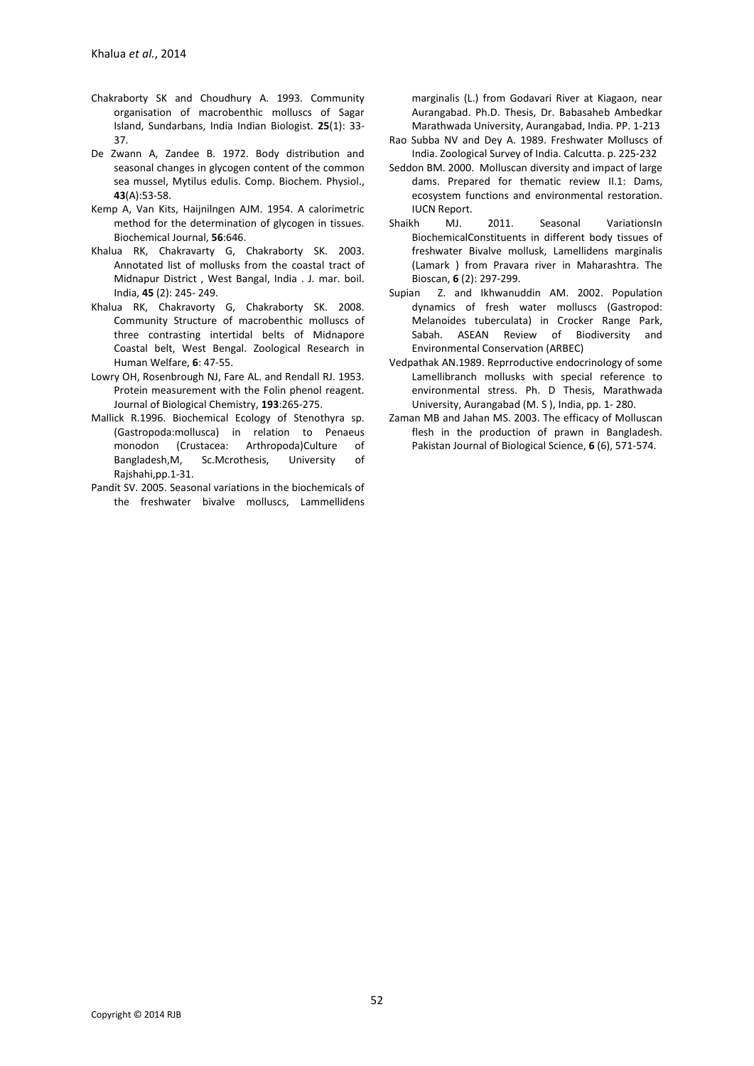Chakraborty SK and Choudhury A. 1993. Community organisation of macrobenthic molluscs of Sagar Island, Sundarbans, India Indian Biologist. **25**(1): 33-37.

De Zwann A, Zandee B. 1972. Body distribution and seasonal changes in glycogen content of the common sea mussel, Mytilus edulis. Comp. Biochem. Physiol., **43**(A):53-58.

Kemp A, Van Kits, Haijnilngen AJM. 1954. A calorimetric method for the determination of glycogen in tissues. Biochemical Journal, **56**:646.

Khalua RK, Chakravarty G, Chakraborty SK. 2003. Annotated list of mollusks from the coastal tract of Midnapur District , West Bangal, India . J. mar. boil. India, **45** (2): 245- 249.

Khalua RK, Chakravorty G, Chakraborty SK. 2008. Community Structure of macrobenthic molluscs of three contrasting intertidal belts of Midnapore Coastal belt, West Bengal. Zoological Research in Human Welfare, **6**: 47-55.

Lowry OH, Rosenbrough NJ, Fare AL. and Rendall RJ. 1953. Protein measurement with the Folin phenol reagent. Journal of Biological Chemistry, **193**:265-275.

Mallick R.1996. Biochemical Ecology of Stenothyra sp. (Gastropoda:mollusca) in relation to Penaeus monodon (Crustacea: Arthropoda)Culture of Bangladesh,M, Sc.Mcrothesis, University of Rajshahi,pp.1-31.

Pandit SV. 2005. Seasonal variations in the biochemicals of the freshwater bivalve molluscs, Lammellidens marginalis (L.) from Godavari River at Kiagaon, near Aurangabad. Ph.D. Thesis, Dr. Babasaheb Ambedkar Marathwada University, Aurangabad, India. PP. 1-213

Rao Subba NV and Dey A. 1989. Freshwater Molluscs of India. Zoological Survey of India. Calcutta. p. 225-232

Seddon BM. 2000. Molluscan diversity and impact of large dams. Prepared for thematic review II.1: Dams, ecosystem functions and environmental restoration. IUCN Report.

Shaikh MJ. 2011. Seasonal VariationsIn BiochemicalConstituents in different body tissues of freshwater Bivalve mollusk, Lamellidens marginalis (Lamark ) from Pravara river in Maharashtra. The Bioscan, **6** (2): 297-299.

Supian Z. and Ikhwanuddin AM. 2002. Population dynamics of fresh water molluscs (Gastropod: Melanoides tuberculata) in Crocker Range Park, Sabah. ASEAN Review of Biodiversity and Environmental Conservation (ARBEC)

Vedpathak AN.1989. Reprroductive endocrinology of some Lamellibranch mollusks with special reference to environmental stress. Ph. D Thesis, Marathwada University, Aurangabad (M. S ), India, pp. 1- 280.

Zaman MB and Jahan MS. 2003. The efficacy of Molluscan flesh in the production of prawn in Bangladesh. Pakistan Journal of Biological Science, **6** (6), 571-574.

Copyright © 2014 RJB